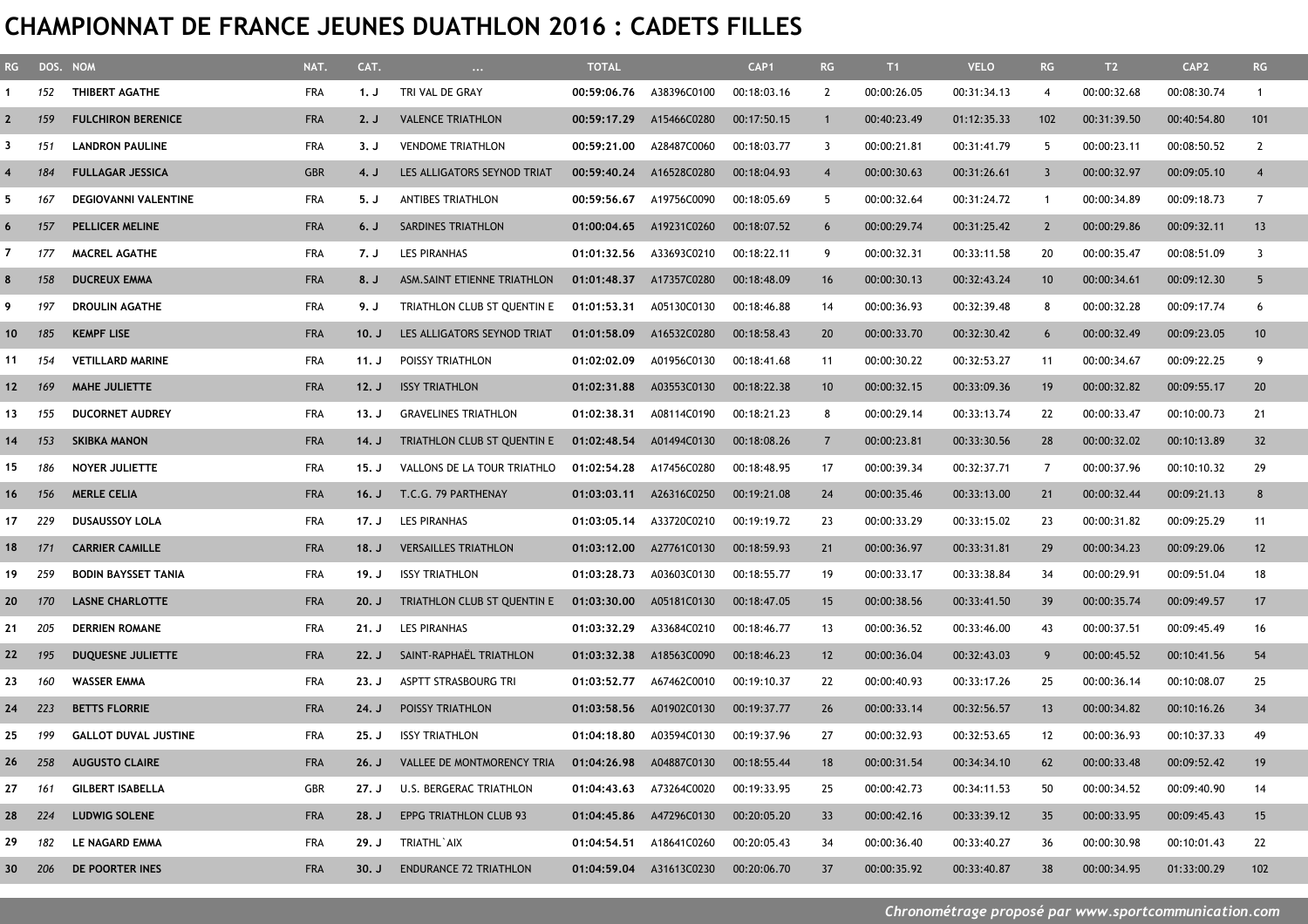# CHAMPIONNAT DE FRANCE JEUNES DUATHLON 2016 : CADETS FILLES

| RG | DOS. | NOM | NAT. | CAT. | ... | TOTAL | | CAP1 | RG | T1 | VELO | RG | T2 | CAP2 | RG |
|---|---|---|---|---|---|---|---|---|---|---|---|---|---|---|---|
| 1 | 152 | THIBERT AGATHE | FRA | 1. J | TRI VAL DE GRAY | 00:59:06.76 | A38396C0100 | 00:18:03.16 | 2 | 00:00:26.05 | 00:31:34.13 | 4 | 00:00:32.68 | 00:08:30.74 | 1 |
| 2 | 159 | FULCHIRON BERENICE | FRA | 2. J | VALENCE TRIATHLON | 00:59:17.29 | A15466C0280 | 00:17:50.15 | 1 | 00:40:23.49 | 01:12:35.33 | 102 | 00:31:39.50 | 00:40:54.80 | 101 |
| 3 | 151 | LANDRON PAULINE | FRA | 3. J | VENDOME TRIATHLON | 00:59:21.00 | A28487C0060 | 00:18:03.77 | 3 | 00:00:21.81 | 00:31:41.79 | 5 | 00:00:23.11 | 00:08:50.52 | 2 |
| 4 | 184 | FULLAGAR JESSICA | GBR | 4. J | LES ALLIGATORS SEYNOD TRIAT | 00:59:40.24 | A16528C0280 | 00:18:04.93 | 4 | 00:00:30.63 | 00:31:26.61 | 3 | 00:00:32.97 | 00:09:05.10 | 4 |
| 5 | 167 | DEGIOVANNI VALENTINE | FRA | 5. J | ANTIBES TRIATHLON | 00:59:56.67 | A19756C0090 | 00:18:05.69 | 5 | 00:00:32.64 | 00:31:24.72 | 1 | 00:00:34.89 | 00:09:18.73 | 7 |
| 6 | 157 | PELLICER MELINE | FRA | 6. J | SARDINES TRIATHLON | 01:00:04.65 | A19231C0260 | 00:18:07.52 | 6 | 00:00:29.74 | 00:31:25.42 | 2 | 00:00:29.86 | 00:09:32.11 | 13 |
| 7 | 177 | MACREL AGATHE | FRA | 7. J | LES PIRANHAS | 01:01:32.56 | A33693C0210 | 00:18:22.11 | 9 | 00:00:32.31 | 00:33:11.58 | 20 | 00:00:35.47 | 00:08:51.09 | 3 |
| 8 | 158 | DUCREUX EMMA | FRA | 8. J | ASM.SAINT ETIENNE TRIATHLON | 01:01:48.37 | A17357C0280 | 00:18:48.09 | 16 | 00:00:30.13 | 00:32:43.24 | 10 | 00:00:34.61 | 00:09:12.30 | 5 |
| 9 | 197 | DROULIN AGATHE | FRA | 9. J | TRIATHLON CLUB ST QUENTIN E | 01:01:53.31 | A05130C0130 | 00:18:46.88 | 14 | 00:00:36.93 | 00:32:39.48 | 8 | 00:00:32.28 | 00:09:17.74 | 6 |
| 10 | 185 | KEMPF LISE | FRA | 10. J | LES ALLIGATORS SEYNOD TRIAT | 01:01:58.09 | A16532C0280 | 00:18:58.43 | 20 | 00:00:33.70 | 00:32:30.42 | 6 | 00:00:32.49 | 00:09:23.05 | 10 |
| 11 | 154 | VETILLARD MARINE | FRA | 11. J | POISSY TRIATHLON | 01:02:02.09 | A01956C0130 | 00:18:41.68 | 11 | 00:00:30.22 | 00:32:53.27 | 11 | 00:00:34.67 | 00:09:22.25 | 9 |
| 12 | 169 | MAHE JULIETTE | FRA | 12. J | ISSY TRIATHLON | 01:02:31.88 | A03553C0130 | 00:18:22.38 | 10 | 00:00:32.15 | 00:33:09.36 | 19 | 00:00:32.82 | 00:09:55.17 | 20 |
| 13 | 155 | DUCORNET AUDREY | FRA | 13. J | GRAVELINES TRIATHLON | 01:02:38.31 | A08114C0190 | 00:18:21.23 | 8 | 00:00:29.14 | 00:33:13.74 | 22 | 00:00:33.47 | 00:10:00.73 | 21 |
| 14 | 153 | SKIBKA MANON | FRA | 14. J | TRIATHLON CLUB ST QUENTIN E | 01:02:48.54 | A01494C0130 | 00:18:08.26 | 7 | 00:00:23.81 | 00:33:30.56 | 28 | 00:00:32.02 | 00:10:13.89 | 32 |
| 15 | 186 | NOYER JULIETTE | FRA | 15. J | VALLONS DE LA TOUR TRIATHLO | 01:02:54.28 | A17456C0280 | 00:18:48.95 | 17 | 00:00:39.34 | 00:32:37.71 | 7 | 00:00:37.96 | 00:10:10.32 | 29 |
| 16 | 156 | MERLE CELIA | FRA | 16. J | T.C.G. 79 PARTHENAY | 01:03:03.11 | A26316C0250 | 00:19:21.08 | 24 | 00:00:35.46 | 00:33:13.00 | 21 | 00:00:32.44 | 00:09:21.13 | 8 |
| 17 | 229 | DUSAUSSOY LOLA | FRA | 17. J | LES PIRANHAS | 01:03:05.14 | A33720C0210 | 00:19:19.72 | 23 | 00:00:33.29 | 00:33:15.02 | 23 | 00:00:31.82 | 00:09:25.29 | 11 |
| 18 | 171 | CARRIER CAMILLE | FRA | 18. J | VERSAILLES TRIATHLON | 01:03:12.00 | A27761C0130 | 00:18:59.93 | 21 | 00:00:36.97 | 00:33:31.81 | 29 | 00:00:34.23 | 00:09:29.06 | 12 |
| 19 | 259 | BODIN BAYSSET TANIA | FRA | 19. J | ISSY TRIATHLON | 01:03:28.73 | A03603C0130 | 00:18:55.77 | 19 | 00:00:33.17 | 00:33:38.84 | 34 | 00:00:29.91 | 00:09:51.04 | 18 |
| 20 | 170 | LASNE CHARLOTTE | FRA | 20. J | TRIATHLON CLUB ST QUENTIN E | 01:03:30.00 | A05181C0130 | 00:18:47.05 | 15 | 00:00:38.56 | 00:33:41.50 | 39 | 00:00:35.74 | 00:09:49.57 | 17 |
| 21 | 205 | DERRIEN ROMANE | FRA | 21. J | LES PIRANHAS | 01:03:32.29 | A33684C0210 | 00:18:46.77 | 13 | 00:00:36.52 | 00:33:46.00 | 43 | 00:00:37.51 | 00:09:45.49 | 16 |
| 22 | 195 | DUQUESNE JULIETTE | FRA | 22. J | SAINT-RAPHAËL TRIATHLON | 01:03:32.38 | A18563C0090 | 00:18:46.23 | 12 | 00:00:36.04 | 00:32:43.03 | 9 | 00:00:45.52 | 00:10:41.56 | 54 |
| 23 | 160 | WASSER EMMA | FRA | 23. J | ASPTT STRASBOURG TRI | 01:03:52.77 | A67462C0010 | 00:19:10.37 | 22 | 00:00:40.93 | 00:33:17.26 | 25 | 00:00:36.14 | 00:10:08.07 | 25 |
| 24 | 223 | BETTS FLORRIE | FRA | 24. J | POISSY TRIATHLON | 01:03:58.56 | A01902C0130 | 00:19:37.77 | 26 | 00:00:33.14 | 00:32:56.57 | 13 | 00:00:34.82 | 00:10:16.26 | 34 |
| 25 | 199 | GALLOT DUVAL JUSTINE | FRA | 25. J | ISSY TRIATHLON | 01:04:18.80 | A03594C0130 | 00:19:37.96 | 27 | 00:00:32.93 | 00:32:53.65 | 12 | 00:00:36.93 | 00:10:37.33 | 49 |
| 26 | 258 | AUGUSTO CLAIRE | FRA | 26. J | VALLEE DE MONTMORENCY TRIA | 01:04:26.98 | A04887C0130 | 00:18:55.44 | 18 | 00:00:31.54 | 00:34:34.10 | 62 | 00:00:33.48 | 00:09:52.42 | 19 |
| 27 | 161 | GILBERT ISABELLA | GBR | 27. J | U.S. BERGERAC TRIATHLON | 01:04:43.63 | A73264C0020 | 00:19:33.95 | 25 | 00:00:42.73 | 00:34:11.53 | 50 | 00:00:34.52 | 00:09:40.90 | 14 |
| 28 | 224 | LUDWIG SOLENE | FRA | 28. J | EPPG TRIATHLON CLUB 93 | 01:04:45.86 | A47296C0130 | 00:20:05.20 | 33 | 00:00:42.16 | 00:33:39.12 | 35 | 00:00:33.95 | 00:09:45.43 | 15 |
| 29 | 182 | LE NAGARD EMMA | FRA | 29. J | TRIATHL`AIX | 01:04:54.51 | A18641C0260 | 00:20:05.43 | 34 | 00:00:36.40 | 00:33:40.27 | 36 | 00:00:30.98 | 00:10:01.43 | 22 |
| 30 | 206 | DE POORTER INES | FRA | 30. J | ENDURANCE 72 TRIATHLON | 01:04:59.04 | A31613C0230 | 00:20:06.70 | 37 | 00:00:35.92 | 00:33:40.87 | 38 | 00:00:34.95 | 01:33:00.29 | 102 |

*Chronométrage proposé par www.sportcommunication.com*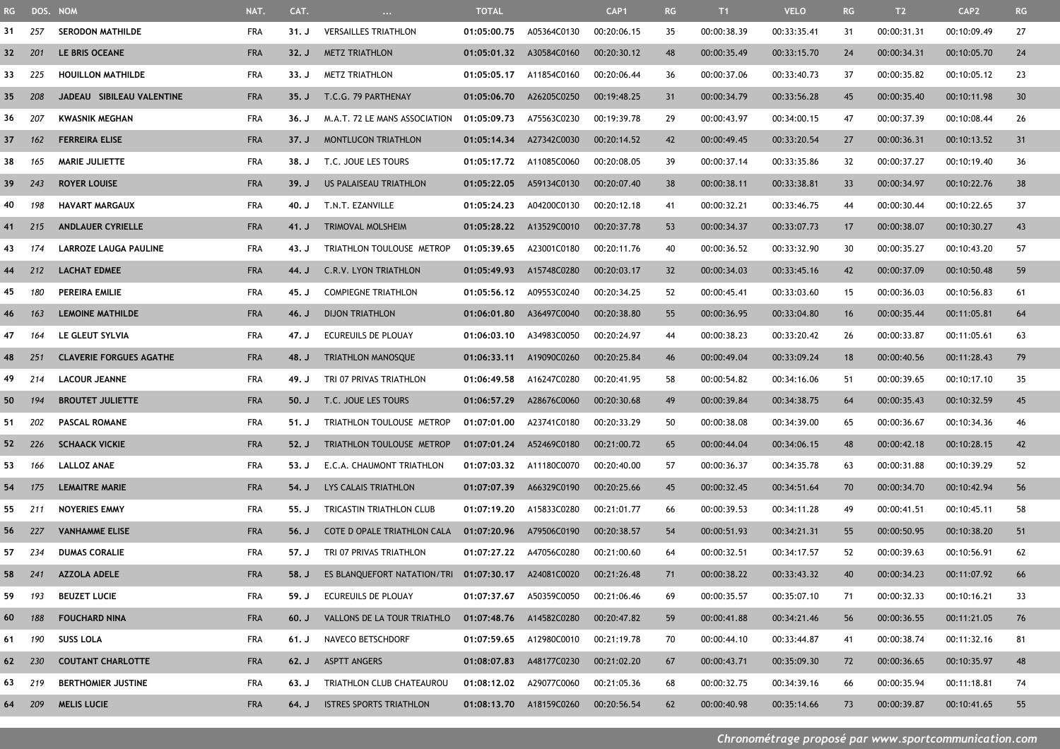| RG | DOS. | NOM | NAT. | CAT. | ... | TOTAL | | CAP1 | RG | T1 | VELO | RG | T2 | CAP2 | RG |
|---|---|---|---|---|---|---|---|---|---|---|---|---|---|---|---|
| 31 | 257 | SERODON MATHILDE | FRA | 31. J | VERSAILLES TRIATHLON | 01:05:00.75 | A05364C0130 | 00:20:06.15 | 35 | 00:00:38.39 | 00:33:35.41 | 31 | 00:00:31.31 | 00:10:09.49 | 27 |
| 32 | 201 | LE BRIS OCEANE | FRA | 32. J | METZ TRIATHLON | 01:05:01.32 | A30584C0160 | 00:20:30.12 | 48 | 00:00:35.49 | 00:33:15.70 | 24 | 00:00:34.31 | 00:10:05.70 | 24 |
| 33 | 225 | HOUILLON MATHILDE | FRA | 33. J | METZ TRIATHLON | 01:05:05.17 | A11854C0160 | 00:20:06.44 | 36 | 00:00:37.06 | 00:33:40.73 | 37 | 00:00:35.82 | 00:10:05.12 | 23 |
| 35 | 208 | JADEAU SIBILEAU VALENTINE | FRA | 35. J | T.C.G. 79 PARTHENAY | 01:05:06.70 | A26205C0250 | 00:19:48.25 | 31 | 00:00:34.79 | 00:33:56.28 | 45 | 00:00:35.40 | 00:10:11.98 | 30 |
| 36 | 207 | KWASNIK MEGHAN | FRA | 36. J | M.A.T. 72 LE MANS ASSOCIATION | 01:05:09.73 | A75563C0230 | 00:19:39.78 | 29 | 00:00:43.97 | 00:34:00.15 | 47 | 00:00:37.39 | 00:10:08.44 | 26 |
| 37 | 162 | FERREIRA ELISE | FRA | 37. J | MONTLUCON TRIATHLON | 01:05:14.34 | A27342C0030 | 00:20:14.52 | 42 | 00:00:49.45 | 00:33:20.54 | 27 | 00:00:36.31 | 00:10:13.52 | 31 |
| 38 | 165 | MARIE JULIETTE | FRA | 38. J | T.C. JOUE LES TOURS | 01:05:17.72 | A11085C0060 | 00:20:08.05 | 39 | 00:00:37.14 | 00:33:35.86 | 32 | 00:00:37.27 | 00:10:19.40 | 36 |
| 39 | 243 | ROYER LOUISE | FRA | 39. J | US PALAISEAU TRIATHLON | 01:05:22.05 | A59134C0130 | 00:20:07.40 | 38 | 00:00:38.11 | 00:33:38.81 | 33 | 00:00:34.97 | 00:10:22.76 | 38 |
| 40 | 198 | HAVART MARGAUX | FRA | 40. J | T.N.T. EZANVILLE | 01:05:24.23 | A04200C0130 | 00:20:12.18 | 41 | 00:00:32.21 | 00:33:46.75 | 44 | 00:00:30.44 | 00:10:22.65 | 37 |
| 41 | 215 | ANDLAUER CYRIELLE | FRA | 41. J | TRIMOVAL MOLSHEIM | 01:05:28.22 | A13529C0010 | 00:20:37.78 | 53 | 00:00:34.37 | 00:33:07.73 | 17 | 00:00:38.07 | 00:10:30.27 | 43 |
| 43 | 174 | LARROZE LAUGA PAULINE | FRA | 43. J | TRIATHLON TOULOUSE METROP | 01:05:39.65 | A23001C0180 | 00:20:11.76 | 40 | 00:00:36.52 | 00:33:32.90 | 30 | 00:00:35.27 | 00:10:43.20 | 57 |
| 44 | 212 | LACHAT EDMEE | FRA | 44. J | C.R.V. LYON TRIATHLON | 01:05:49.93 | A15748C0280 | 00:20:03.17 | 32 | 00:00:34.03 | 00:33:45.16 | 42 | 00:00:37.09 | 00:10:50.48 | 59 |
| 45 | 180 | PEREIRA EMILIE | FRA | 45. J | COMPIEGNE TRIATHLON | 01:05:56.12 | A09553C0240 | 00:20:34.25 | 52 | 00:00:45.41 | 00:33:03.60 | 15 | 00:00:36.03 | 00:10:56.83 | 61 |
| 46 | 163 | LEMOINE MATHILDE | FRA | 46. J | DIJON TRIATHLON | 01:06:01.80 | A36497C0040 | 00:20:38.80 | 55 | 00:00:36.95 | 00:33:04.80 | 16 | 00:00:35.44 | 00:11:05.81 | 64 |
| 47 | 164 | LE GLEUT SYLVIA | FRA | 47. J | ECUREUILS DE PLOUAY | 01:06:03.10 | A34983C0050 | 00:20:24.97 | 44 | 00:00:38.23 | 00:33:20.42 | 26 | 00:00:33.87 | 00:11:05.61 | 63 |
| 48 | 251 | CLAVERIE FORGUES AGATHE | FRA | 48. J | TRIATHLON MANOSQUE | 01:06:33.11 | A19090C0260 | 00:20:25.84 | 46 | 00:00:49.04 | 00:33:09.24 | 18 | 00:00:40.56 | 00:11:28.43 | 79 |
| 49 | 214 | LACOUR JEANNE | FRA | 49. J | TRI 07 PRIVAS TRIATHLON | 01:06:49.58 | A16247C0280 | 00:20:41.95 | 58 | 00:00:54.82 | 00:34:16.06 | 51 | 00:00:39.65 | 00:10:17.10 | 35 |
| 50 | 194 | BROUTET JULIETTE | FRA | 50. J | T.C. JOUE LES TOURS | 01:06:57.29 | A28676C0060 | 00:20:30.68 | 49 | 00:00:39.84 | 00:34:38.75 | 64 | 00:00:35.43 | 00:10:32.59 | 45 |
| 51 | 202 | PASCAL ROMANE | FRA | 51. J | TRIATHLON TOULOUSE METROP | 01:07:01.00 | A23741C0180 | 00:20:33.29 | 50 | 00:00:38.08 | 00:34:39.00 | 65 | 00:00:36.67 | 00:10:34.36 | 46 |
| 52 | 226 | SCHAACK VICKIE | FRA | 52. J | TRIATHLON TOULOUSE METROP | 01:07:01.24 | A52469C0180 | 00:21:00.72 | 65 | 00:00:44.04 | 00:34:06.15 | 48 | 00:00:42.18 | 00:10:28.15 | 42 |
| 53 | 166 | LALLOZ ANAE | FRA | 53. J | E.C.A. CHAUMONT TRIATHLON | 01:07:03.32 | A11180C0070 | 00:20:40.00 | 57 | 00:00:36.37 | 00:34:35.78 | 63 | 00:00:31.88 | 00:10:39.29 | 52 |
| 54 | 175 | LEMAITRE MARIE | FRA | 54. J | LYS CALAIS TRIATHLON | 01:07:07.39 | A66329C0190 | 00:20:25.66 | 45 | 00:00:32.45 | 00:34:51.64 | 70 | 00:00:34.70 | 00:10:42.94 | 56 |
| 55 | 211 | NOYERIES EMMY | FRA | 55. J | TRICASTIN TRIATHLON CLUB | 01:07:19.20 | A15833C0280 | 00:21:01.77 | 66 | 00:00:39.53 | 00:34:11.28 | 49 | 00:00:41.51 | 00:10:45.11 | 58 |
| 56 | 227 | VANHAMME ELISE | FRA | 56. J | COTE D OPALE TRIATHLON CALA | 01:07:20.96 | A79506C0190 | 00:20:38.57 | 54 | 00:00:51.93 | 00:34:21.31 | 55 | 00:00:50.95 | 00:10:38.20 | 51 |
| 57 | 234 | DUMAS CORALIE | FRA | 57. J | TRI 07 PRIVAS TRIATHLON | 01:07:27.22 | A47056C0280 | 00:21:00.60 | 64 | 00:00:32.51 | 00:34:17.57 | 52 | 00:00:39.63 | 00:10:56.91 | 62 |
| 58 | 241 | AZZOLA ADELE | FRA | 58. J | ES BLANQUEFORT NATATION/TRI | 01:07:30.17 | A24081C0020 | 00:21:26.48 | 71 | 00:00:38.22 | 00:33:43.32 | 40 | 00:00:34.23 | 00:11:07.92 | 66 |
| 59 | 193 | BEUZET LUCIE | FRA | 59. J | ECUREUILS DE PLOUAY | 01:07:37.67 | A50359C0050 | 00:21:06.46 | 69 | 00:00:35.57 | 00:35:07.10 | 71 | 00:00:32.33 | 00:10:16.21 | 33 |
| 60 | 188 | FOUCHARD NINA | FRA | 60. J | VALLONS DE LA TOUR TRIATHLO | 01:07:48.76 | A14582C0280 | 00:20:47.82 | 59 | 00:00:41.88 | 00:34:21.46 | 56 | 00:00:36.55 | 00:11:21.05 | 76 |
| 61 | 190 | SUSS LOLA | FRA | 61. J | NAVECO BETSCHDORF | 01:07:59.65 | A12980C0010 | 00:21:19.78 | 70 | 00:00:44.10 | 00:33:44.87 | 41 | 00:00:38.74 | 00:11:32.16 | 81 |
| 62 | 230 | COUTANT CHARLOTTE | FRA | 62. J | ASPTT ANGERS | 01:08:07.83 | A48177C0230 | 00:21:02.20 | 67 | 00:00:43.71 | 00:35:09.30 | 72 | 00:00:36.65 | 00:10:35.97 | 48 |
| 63 | 219 | BERTHOMIER JUSTINE | FRA | 63. J | TRIATHLON CLUB CHATEAUROU | 01:08:12.02 | A29077C0060 | 00:21:05.36 | 68 | 00:00:32.75 | 00:34:39.16 | 66 | 00:00:35.94 | 00:11:18.81 | 74 |
| 64 | 209 | MELIS LUCIE | FRA | 64. J | ISTRES SPORTS TRIATHLON | 01:08:13.70 | A18159C0260 | 00:20:56.54 | 62 | 00:00:40.98 | 00:35:14.66 | 73 | 00:00:39.87 | 00:10:41.65 | 55 |

*Chronométrage proposé par www.sportcommunication.com*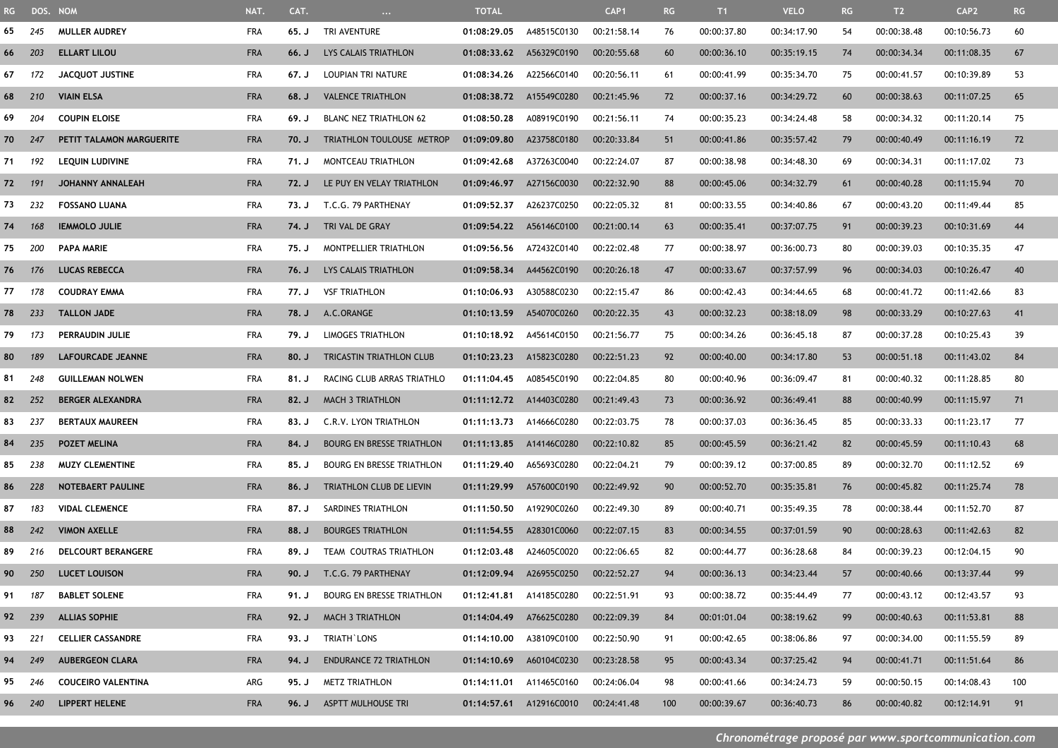| RG | DOS. | NOM | NAT. | CAT. | ... | TOTAL | | CAP1 | RG | T1 | VELO | RG | T2 | CAP2 | RG |
|---|---|---|---|---|---|---|---|---|---|---|---|---|---|---|---|
| 65 | 245 | MULLER AUDREY | FRA | 65. J | TRI AVENTURE | 01:08:29.05 | A48515C0130 | 00:21:58.14 | 76 | 00:00:37.80 | 00:34:17.90 | 54 | 00:00:38.48 | 00:10:56.73 | 60 |
| 66 | 203 | ELLART LILOU | FRA | 66. J | LYS CALAIS TRIATHLON | 01:08:33.62 | A56329C0190 | 00:20:55.68 | 60 | 00:00:36.10 | 00:35:19.15 | 74 | 00:00:34.34 | 00:11:08.35 | 67 |
| 67 | 172 | JACQUOT JUSTINE | FRA | 67. J | LOUPIAN TRI NATURE | 01:08:34.26 | A22566C0140 | 00:20:56.11 | 61 | 00:00:41.99 | 00:35:34.70 | 75 | 00:00:41.57 | 00:10:39.89 | 53 |
| 68 | 210 | VIAIN ELSA | FRA | 68. J | VALENCE TRIATHLON | 01:08:38.72 | A15549C0280 | 00:21:45.96 | 72 | 00:00:37.16 | 00:34:29.72 | 60 | 00:00:38.63 | 00:11:07.25 | 65 |
| 69 | 204 | COUPIN ELOISE | FRA | 69. J | BLANC NEZ TRIATHLON 62 | 01:08:50.28 | A08919C0190 | 00:21:56.11 | 74 | 00:00:35.23 | 00:34:24.48 | 58 | 00:00:34.32 | 00:11:20.14 | 75 |
| 70 | 247 | PETIT TALAMON MARGUERITE | FRA | 70. J | TRIATHLON TOULOUSE METROP | 01:09:09.80 | A23758C0180 | 00:20:33.84 | 51 | 00:00:41.86 | 00:35:57.42 | 79 | 00:00:40.49 | 00:11:16.19 | 72 |
| 71 | 192 | LEQUIN LUDIVINE | FRA | 71. J | MONTCEAU TRIATHLON | 01:09:42.68 | A37263C0040 | 00:22:24.07 | 87 | 00:00:38.98 | 00:34:48.30 | 69 | 00:00:34.31 | 00:11:17.02 | 73 |
| 72 | 191 | JOHANNY ANNALEAH | FRA | 72. J | LE PUY EN VELAY TRIATHLON | 01:09:46.97 | A27156C0030 | 00:22:32.90 | 88 | 00:00:45.06 | 00:34:32.79 | 61 | 00:00:40.28 | 00:11:15.94 | 70 |
| 73 | 232 | FOSSANO LUANA | FRA | 73. J | T.C.G. 79 PARTHENAY | 01:09:52.37 | A26237C0250 | 00:22:05.32 | 81 | 00:00:33.55 | 00:34:40.86 | 67 | 00:00:43.20 | 00:11:49.44 | 85 |
| 74 | 168 | IEMMOLO JULIE | FRA | 74. J | TRI VAL DE GRAY | 01:09:54.22 | A56146C0100 | 00:21:00.14 | 63 | 00:00:35.41 | 00:37:07.75 | 91 | 00:00:39.23 | 00:10:31.69 | 44 |
| 75 | 200 | PAPA MARIE | FRA | 75. J | MONTPELLIER TRIATHLON | 01:09:56.56 | A72432C0140 | 00:22:02.48 | 77 | 00:00:38.97 | 00:36:00.73 | 80 | 00:00:39.03 | 00:10:35.35 | 47 |
| 76 | 176 | LUCAS REBECCA | FRA | 76. J | LYS CALAIS TRIATHLON | 01:09:58.34 | A44562C0190 | 00:20:26.18 | 47 | 00:00:33.67 | 00:37:57.99 | 96 | 00:00:34.03 | 00:10:26.47 | 40 |
| 77 | 178 | COUDRAY EMMA | FRA | 77. J | VSF TRIATHLON | 01:10:06.93 | A30588C0230 | 00:22:15.47 | 86 | 00:00:42.43 | 00:34:44.65 | 68 | 00:00:41.72 | 00:11:42.66 | 83 |
| 78 | 233 | TALLON JADE | FRA | 78. J | A.C.ORANGE | 01:10:13.59 | A54070C0260 | 00:20:22.35 | 43 | 00:00:32.23 | 00:38:18.09 | 98 | 00:00:33.29 | 00:10:27.63 | 41 |
| 79 | 173 | PERRAUDIN JULIE | FRA | 79. J | LIMOGES TRIATHLON | 01:10:18.92 | A45614C0150 | 00:21:56.77 | 75 | 00:00:34.26 | 00:36:45.18 | 87 | 00:00:37.28 | 00:10:25.43 | 39 |
| 80 | 189 | LAFOURCADE JEANNE | FRA | 80. J | TRICASTIN TRIATHLON CLUB | 01:10:23.23 | A15823C0280 | 00:22:51.23 | 92 | 00:00:40.00 | 00:34:17.80 | 53 | 00:00:51.18 | 00:11:43.02 | 84 |
| 81 | 248 | GUILLEMAN NOLWEN | FRA | 81. J | RACING CLUB ARRAS TRIATHLO | 01:11:04.45 | A08545C0190 | 00:22:04.85 | 80 | 00:00:40.96 | 00:36:09.47 | 81 | 00:00:40.32 | 00:11:28.85 | 80 |
| 82 | 252 | BERGER ALEXANDRA | FRA | 82. J | MACH 3 TRIATHLON | 01:11:12.72 | A14403C0280 | 00:21:49.43 | 73 | 00:00:36.92 | 00:36:49.41 | 88 | 00:00:40.99 | 00:11:15.97 | 71 |
| 83 | 237 | BERTAUX MAUREEN | FRA | 83. J | C.R.V. LYON TRIATHLON | 01:11:13.73 | A14666C0280 | 00:22:03.75 | 78 | 00:00:37.03 | 00:36:36.45 | 85 | 00:00:33.33 | 00:11:23.17 | 77 |
| 84 | 235 | POZET MELINA | FRA | 84. J | BOURG EN BRESSE TRIATHLON | 01:11:13.85 | A14146C0280 | 00:22:10.82 | 85 | 00:00:45.59 | 00:36:21.42 | 82 | 00:00:45.59 | 00:11:10.43 | 68 |
| 85 | 238 | MUZY CLEMENTINE | FRA | 85. J | BOURG EN BRESSE TRIATHLON | 01:11:29.40 | A65693C0280 | 00:22:04.21 | 79 | 00:00:39.12 | 00:37:00.85 | 89 | 00:00:32.70 | 00:11:12.52 | 69 |
| 86 | 228 | NOTEBAERT PAULINE | FRA | 86. J | TRIATHLON CLUB DE LIEVIN | 01:11:29.99 | A57600C0190 | 00:22:49.92 | 90 | 00:00:52.70 | 00:35:35.81 | 76 | 00:00:45.82 | 00:11:25.74 | 78 |
| 87 | 183 | VIDAL CLEMENCE | FRA | 87. J | SARDINES TRIATHLON | 01:11:50.50 | A19290C0260 | 00:22:49.30 | 89 | 00:00:40.71 | 00:35:49.35 | 78 | 00:00:38.44 | 00:11:52.70 | 87 |
| 88 | 242 | VIMON AXELLE | FRA | 88. J | BOURGES TRIATHLON | 01:11:54.55 | A28301C0060 | 00:22:07.15 | 83 | 00:00:34.55 | 00:37:01.59 | 90 | 00:00:28.63 | 00:11:42.63 | 82 |
| 89 | 216 | DELCOURT BERANGERE | FRA | 89. J | TEAM COUTRAS TRIATHLON | 01:12:03.48 | A24605C0020 | 00:22:06.65 | 82 | 00:00:44.77 | 00:36:28.68 | 84 | 00:00:39.23 | 00:12:04.15 | 90 |
| 90 | 250 | LUCET LOUISON | FRA | 90. J | T.C.G. 79 PARTHENAY | 01:12:09.94 | A26955C0250 | 00:22:52.27 | 94 | 00:00:36.13 | 00:34:23.44 | 57 | 00:00:40.66 | 00:13:37.44 | 99 |
| 91 | 187 | BABLET SOLENE | FRA | 91. J | BOURG EN BRESSE TRIATHLON | 01:12:41.81 | A14185C0280 | 00:22:51.91 | 93 | 00:00:38.72 | 00:35:44.49 | 77 | 00:00:43.12 | 00:12:43.57 | 93 |
| 92 | 239 | ALLIAS SOPHIE | FRA | 92. J | MACH 3 TRIATHLON | 01:14:04.49 | A76625C0280 | 00:22:09.39 | 84 | 00:01:01.04 | 00:38:19.62 | 99 | 00:00:40.63 | 00:11:53.81 | 88 |
| 93 | 221 | CELLIER CASSANDRE | FRA | 93. J | TRIATH`LONS | 01:14:10.00 | A38109C0100 | 00:22:50.90 | 91 | 00:00:42.65 | 00:38:06.86 | 97 | 00:00:34.00 | 00:11:55.59 | 89 |
| 94 | 249 | AUBERGEON CLARA | FRA | 94. J | ENDURANCE 72 TRIATHLON | 01:14:10.69 | A60104C0230 | 00:23:28.58 | 95 | 00:00:43.34 | 00:37:25.42 | 94 | 00:00:41.71 | 00:11:51.64 | 86 |
| 95 | 246 | COUCEIRO VALENTINA | ARG | 95. J | METZ TRIATHLON | 01:14:11.01 | A11465C0160 | 00:24:06.04 | 98 | 00:00:41.66 | 00:34:24.73 | 59 | 00:00:50.15 | 00:14:08.43 | 100 |
| 96 | 240 | LIPPERT HELENE | FRA | 96. J | ASPTT MULHOUSE TRI | 01:14:57.61 | A12916C0010 | 00:24:41.48 | 100 | 00:00:39.67 | 00:36:40.73 | 86 | 00:00:40.82 | 00:12:14.91 | 91 |

*Chronométrage proposé par www.sportcommunication.com*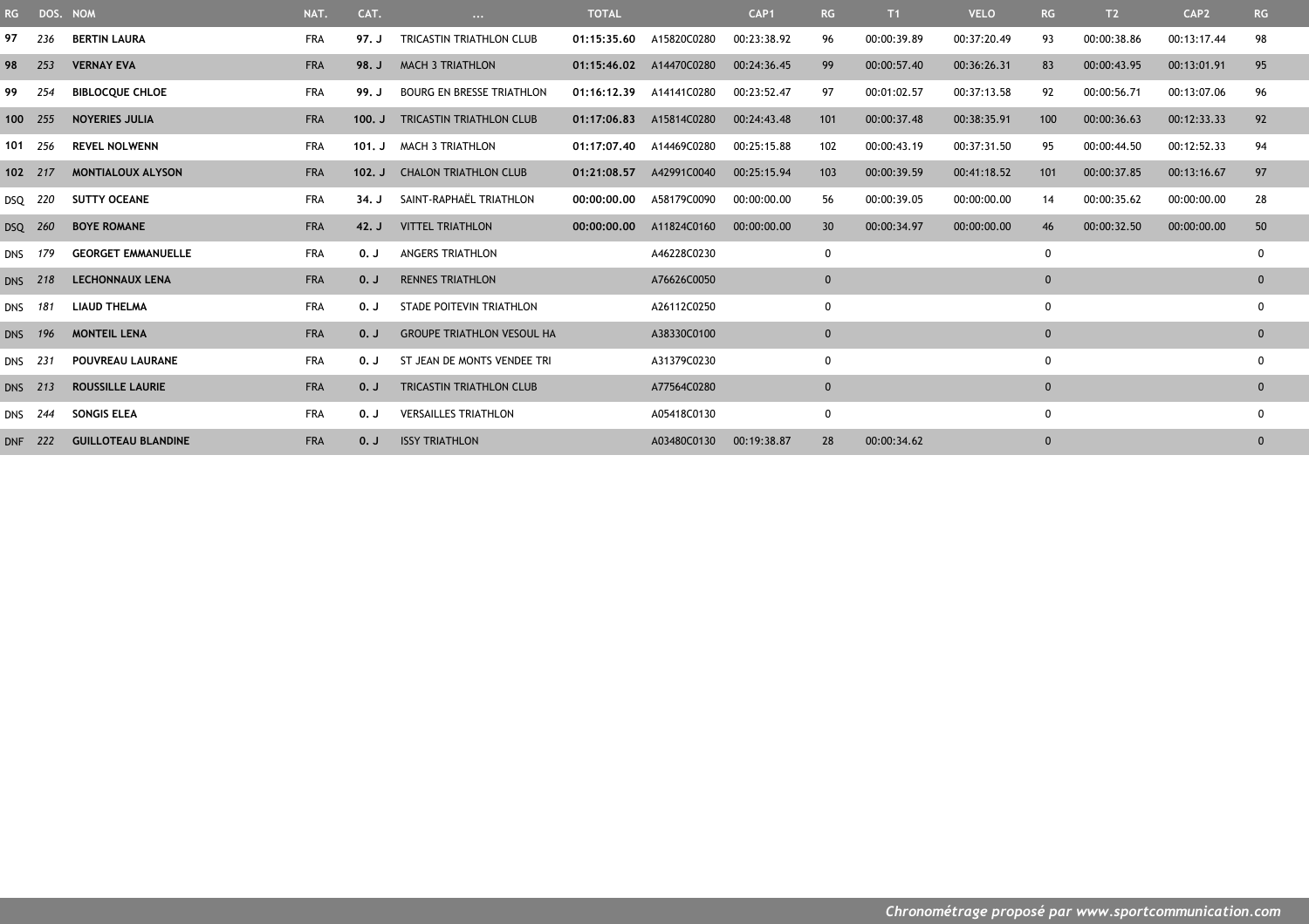| RG | DOS. | NOM | NAT. | CAT. | ... | TOTAL | | CAP1 | RG | T1 | VELO | RG | T2 | CAP2 | RG |
|---|---|---|---|---|---|---|---|---|---|---|---|---|---|---|---|
| 97 | 236 | BERTIN LAURA | FRA | 97. J | TRICASTIN TRIATHLON CLUB | 01:15:35.60 | A15820C0280 | 00:23:38.92 | 96 | 00:00:39.89 | 00:37:20.49 | 93 | 00:00:38.86 | 00:13:17.44 | 98 |
| 98 | 253 | VERNAY EVA | FRA | 98. J | MACH 3 TRIATHLON | 01:15:46.02 | A14470C0280 | 00:24:36.45 | 99 | 00:00:57.40 | 00:36:26.31 | 83 | 00:00:43.95 | 00:13:01.91 | 95 |
| 99 | 254 | BIBLOCQUE CHLOE | FRA | 99. J | BOURG EN BRESSE TRIATHLON | 01:16:12.39 | A14141C0280 | 00:23:52.47 | 97 | 00:01:02.57 | 00:37:13.58 | 92 | 00:00:56.71 | 00:13:07.06 | 96 |
| 100 | 255 | NOYERIES JULIA | FRA | 100. J | TRICASTIN TRIATHLON CLUB | 01:17:06.83 | A15814C0280 | 00:24:43.48 | 101 | 00:00:37.48 | 00:38:35.91 | 100 | 00:00:36.63 | 00:12:33.33 | 92 |
| 101 | 256 | REVEL NOLWENN | FRA | 101. J | MACH 3 TRIATHLON | 01:17:07.40 | A14469C0280 | 00:25:15.88 | 102 | 00:00:43.19 | 00:37:31.50 | 95 | 00:00:44.50 | 00:12:52.33 | 94 |
| 102 | 217 | MONTIALOUX ALYSON | FRA | 102. J | CHALON TRIATHLON CLUB | 01:21:08.57 | A42991C0040 | 00:25:15.94 | 103 | 00:00:39.59 | 00:41:18.52 | 101 | 00:00:37.85 | 00:13:16.67 | 97 |
| DSQ | 220 | SUTTY OCEANE | FRA | 34. J | SAINT-RAPHAËL TRIATHLON | 00:00:00.00 | A58179C0090 | 00:00:00.00 | 56 | 00:00:39.05 | 00:00:00.00 | 14 | 00:00:35.62 | 00:00:00.00 | 28 |
| DSQ | 260 | BOYE ROMANE | FRA | 42. J | VITTEL TRIATHLON | 00:00:00.00 | A11824C0160 | 00:00:00.00 | 30 | 00:00:34.97 | 00:00:00.00 | 46 | 00:00:32.50 | 00:00:00.00 | 50 |
| DNS | 179 | GEORGET EMMANUELLE | FRA | 0. J | ANGERS TRIATHLON | | A46228C0230 | | 0 | | | 0 | | | 0 |
| DNS | 218 | LECHONNAUX LENA | FRA | 0. J | RENNES TRIATHLON | | A76626C0050 | | 0 | | | 0 | | | 0 |
| DNS | 181 | LIAUD THELMA | FRA | 0. J | STADE POITEVIN TRIATHLON | | A26112C0250 | | 0 | | | 0 | | | 0 |
| DNS | 196 | MONTEIL LENA | FRA | 0. J | GROUPE TRIATHLON VESOUL HA | | A38330C0100 | | 0 | | | 0 | | | 0 |
| DNS | 231 | POUVREAU LAURANE | FRA | 0. J | ST JEAN DE MONTS VENDEE TRI | | A31379C0230 | | 0 | | | 0 | | | 0 |
| DNS | 213 | ROUSSILLE LAURIE | FRA | 0. J | TRICASTIN TRIATHLON CLUB | | A77564C0280 | | 0 | | | 0 | | | 0 |
| DNS | 244 | SONGIS ELEA | FRA | 0. J | VERSAILLES TRIATHLON | | A05418C0130 | | 0 | | | 0 | | | 0 |
| DNF | 222 | GUILLOTEAU BLANDINE | FRA | 0. J | ISSY TRIATHLON | | A03480C0130 | 00:19:38.87 | 28 | 00:00:34.62 | | 0 | | | 0 |

*Chronométrage proposé par www.sportcommunication.com*